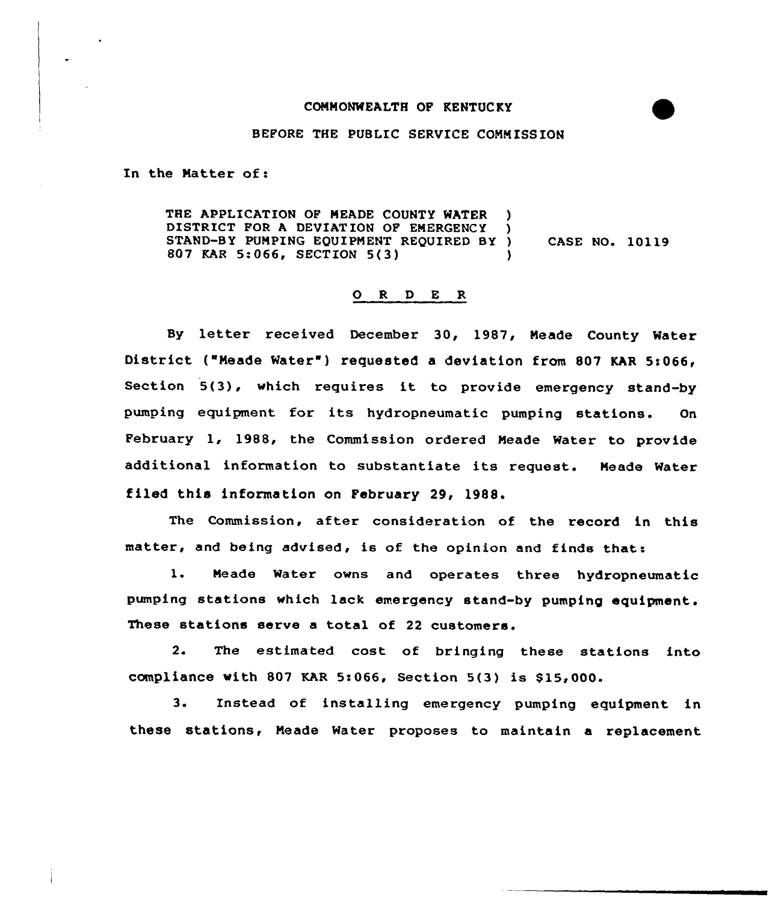COMMONWEALTH OF KENTUCKY

BEFORE THE PUBLIC SERVICE COMMISSION

In the Matter of:

THE APPLICATION OF MEADE COUNTY WATER DISTRICT FOR A DEVIATION OF EMERGENCY STAND-BY PUMPING EQUIPMENT REQUIRED BY 807 KAR 5:066, SECTION 5(3) ) CASE NO. 10119

## O R D E R

By letter received December 30, 1987, Meade County Water District ("Meade Water") requested a deviation from 807 KAR 5:066, Section 5(3), which requires it to provide emergency stand-by pumping equipment for its hydropneumatic pumping stations. On February 1, 1988, the Commission ordered Meade Water to provide additional information to substantiate its request. Meade Water filed this information on February 29, 1988.

The Commission, after consideration of the record in this matter, and being advised, is of the opinion and finds that:

1. Meade Water owns and operates three hydropneumatic pumping stations which lack emergency stand-by pumping equipment. These stations serve a total of 22 customers.

2. The estimated cost of bringing these stations into compliance with 807 KAR 5:066, Section 5(3) is $15,000.

3. Instead of installing emergency pumping equipment in these stations, Meade Water proposes to maintain a replacement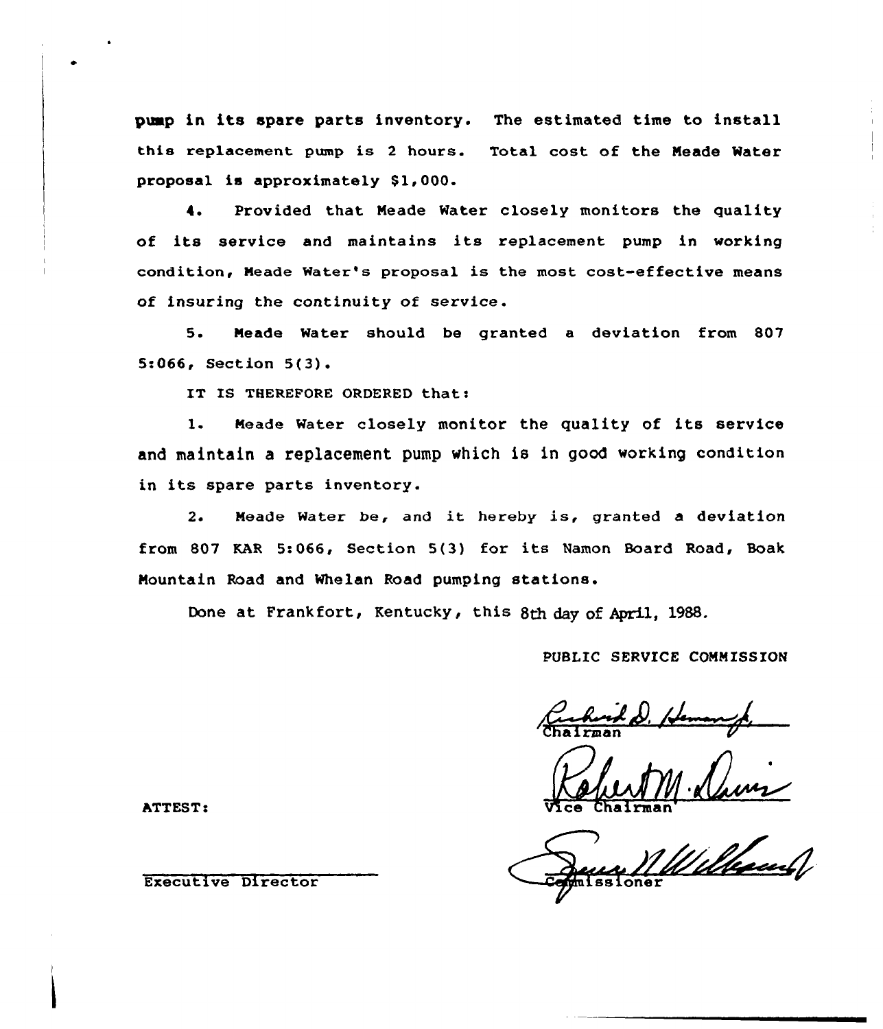pump in its spare parts inventory. The estimated time to install this replacement pump is 2 hours. Total cost of the Meade Water proposal is approximately $1,000.

4. Provided that Meade Water closely monitors the quality of its service and maintains its replacement pump in working condition, Meade Water's proposal is the most cost-effective means of insuring the continuity of service.

5. Meade Water should be granted a deviation from 807 5:066, Section 5(3).

IT IS THEREFORE ORDERED that:

1. Meade Water closely monitor the quality of its service and maintain a replacement pump which is in good working condition in its spare parts inventory.

2. Meade Water be, and it hereby is, granted a deviation from 807 KAR 5:066, Section 5(3) for its Namon Board Road, Boak Mountain Road and Whelan Road pumping stations.

Done at Frankfort, Kentucky, this 8th day of April, 1988.

PUBLIC SERVICE COMMISSION

Chairman

Vice Chairman

Commissioner

ATTEST:

Executive Director